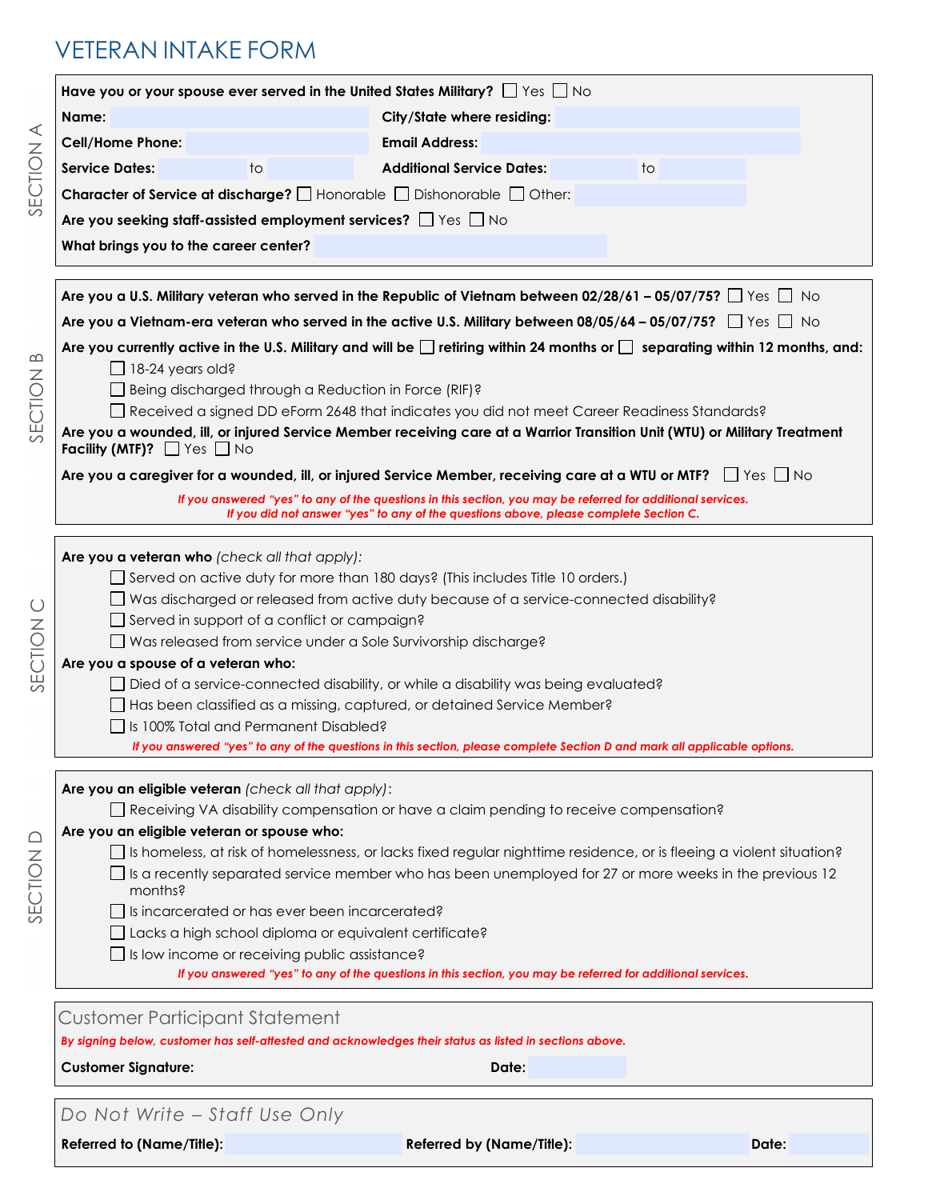# VETERAN INTAKE FORM

## SECTION A

**Have you or your spouse ever served in the United States Military?** ☐ Yes ☐ No

**Name:** ____________ **City/State where residing:** ____________

**Cell/Home Phone:** ____________ **Email Address:** ____________

**Service Dates:** ________ to ________ **Additional Service Dates:** ________ to ________

**Character of Service at discharge?** ☐ Honorable ☐ Dishonorable ☐ Other: ____________

**Are you seeking staff-assisted employment services?** ☐ Yes ☐ No

**What brings you to the career center?** ____________

## SECTION B

**Are you a U.S. Military veteran who served in the Republic of Vietnam between 02/28/61 – 05/07/75?** ☐ Yes ☐ No

**Are you a Vietnam-era veteran who served in the active U.S. Military between 08/05/64 – 05/07/75?** ☐ Yes ☐ No

**Are you currently active in the U.S. Military and will be** ☐ **retiring within 24 months or** ☐ **separating within 12 months, and:**

- ☐ 18-24 years old?
- ☐ Being discharged through a Reduction in Force (RIF)?
- ☐ Received a signed DD eForm 2648 that indicates you did not meet Career Readiness Standards?

**Are you a wounded, ill, or injured Service Member receiving care at a Warrior Transition Unit (WTU) or Military Treatment Facility (MTF)?** ☐ Yes ☐ No

**Are you a caregiver for a wounded, ill, or injured Service Member, receiving care at a WTU or MTF?** ☐ Yes ☐ No

*If you answered "yes" to any of the questions in this section, you may be referred for additional services.*
*If you did not answer "yes" to any of the questions above, please complete Section C.*

## SECTION C

**Are you a veteran who** *(check all that apply):*

- ☐ Served on active duty for more than 180 days? (This includes Title 10 orders.)
- ☐ Was discharged or released from active duty because of a service-connected disability?
- ☐ Served in support of a conflict or campaign?
- ☐ Was released from service under a Sole Survivorship discharge?

**Are you a spouse of a veteran who:**

- ☐ Died of a service-connected disability, or while a disability was being evaluated?
- ☐ Has been classified as a missing, captured, or detained Service Member?
- ☐ Is 100% Total and Permanent Disabled?

*If you answered "yes" to any of the questions in this section, please complete Section D and mark all applicable options.*

## SECTION D

**Are you an eligible veteran** *(check all that apply)*:

- ☐ Receiving VA disability compensation or have a claim pending to receive compensation?

**Are you an eligible veteran or spouse who:**

- ☐ Is homeless, at risk of homelessness, or lacks fixed regular nighttime residence, or is fleeing a violent situation?
- ☐ Is a recently separated service member who has been unemployed for 27 or more weeks in the previous 12 months?
- ☐ Is incarcerated or has ever been incarcerated?
- ☐ Lacks a high school diploma or equivalent certificate?
- ☐ Is low income or receiving public assistance?

*If you answered "yes" to any of the questions in this section, you may be referred for additional services.*

## Customer Participant Statement

*By signing below, customer has self-attested and acknowledges their status as listed in sections above.*

**Customer Signature:** ____________ **Date:** ____________

## Do Not Write – Staff Use Only

**Referred to (Name/Title):** ____________ **Referred by (Name/Title):** ____________ **Date:** ____________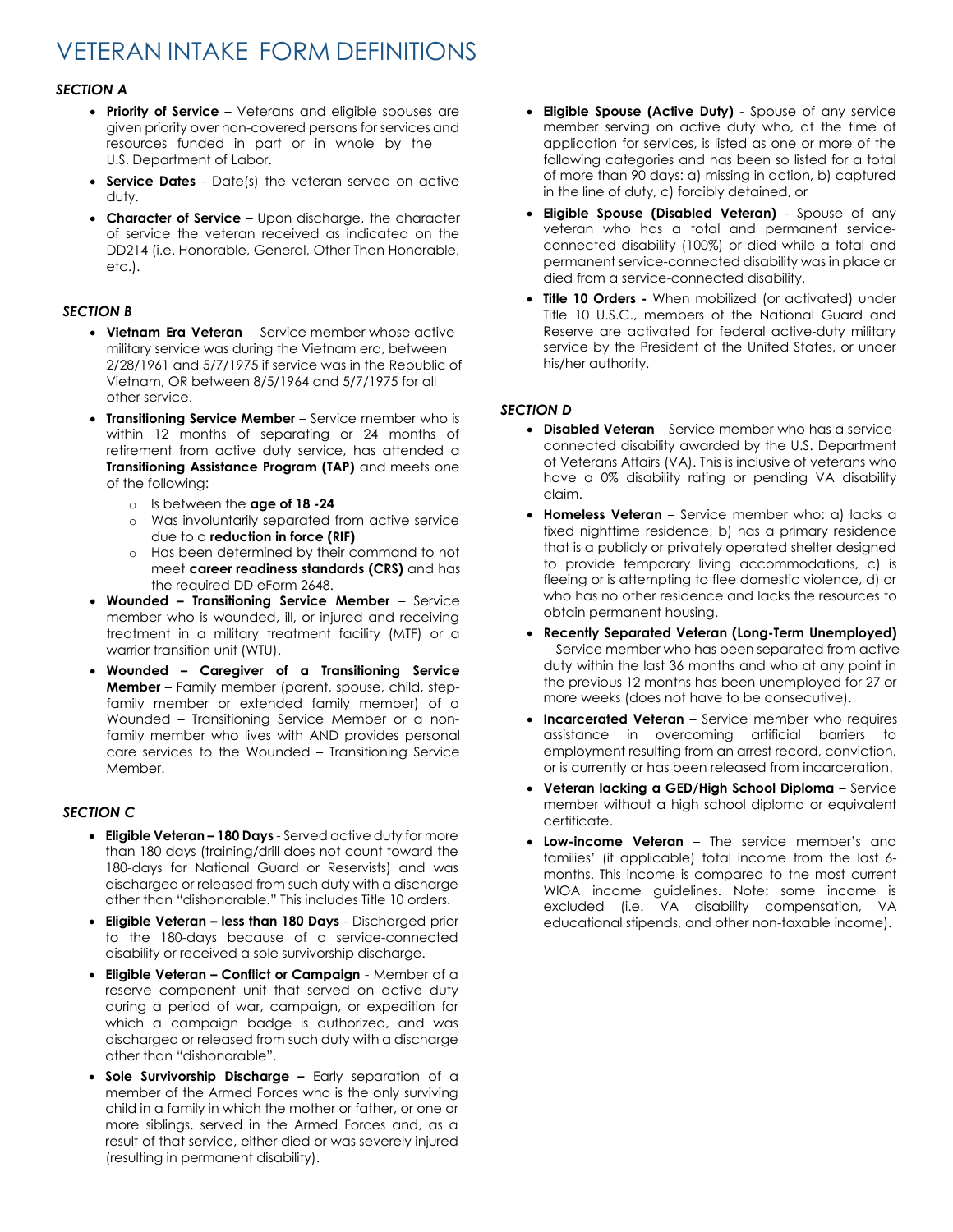# VETERAN INTAKE FORM DEFINITIONS

***SECTION A***

- **Priority of Service** – Veterans and eligible spouses are given priority over non-covered persons for services and resources funded in part or in whole by the U.S. Department of Labor.
- **Service Dates** - Date(s) the veteran served on active duty.
- **Character of Service** – Upon discharge, the character of service the veteran received as indicated on the DD214 (i.e. Honorable, General, Other Than Honorable, etc.).

***SECTION B***

- **Vietnam Era Veteran** – Service member whose active military service was during the Vietnam era, between 2/28/1961 and 5/7/1975 if service was in the Republic of Vietnam, OR between 8/5/1964 and 5/7/1975 for all other service.
- **Transitioning Service Member** – Service member who is within 12 months of separating or 24 months of retirement from active duty service, has attended a **Transitioning Assistance Program (TAP)** and meets one of the following:
  - Is between the **age of 18 -24**
  - Was involuntarily separated from active service due to a **reduction in force (RIF)**
  - Has been determined by their command to not meet **career readiness standards (CRS)** and has the required DD eForm 2648.
- **Wounded – Transitioning Service Member** – Service member who is wounded, ill, or injured and receiving treatment in a military treatment facility (MTF) or a warrior transition unit (WTU).
- **Wounded – Caregiver of a Transitioning Service Member** – Family member (parent, spouse, child, step-family member or extended family member) of a Wounded – Transitioning Service Member or a non-family member who lives with AND provides personal care services to the Wounded – Transitioning Service Member.

***SECTION C***

- **Eligible Veteran – 180 Days** - Served active duty for more than 180 days (training/drill does not count toward the 180-days for National Guard or Reservists) and was discharged or released from such duty with a discharge other than "dishonorable." This includes Title 10 orders.
- **Eligible Veteran – less than 180 Days** - Discharged prior to the 180-days because of a service-connected disability or received a sole survivorship discharge.
- **Eligible Veteran – Conflict or Campaign** - Member of a reserve component unit that served on active duty during a period of war, campaign, or expedition for which a campaign badge is authorized, and was discharged or released from such duty with a discharge other than "dishonorable".
- **Sole Survivorship Discharge –** Early separation of a member of the Armed Forces who is the only surviving child in a family in which the mother or father, or one or more siblings, served in the Armed Forces and, as a result of that service, either died or was severely injured (resulting in permanent disability).
- **Eligible Spouse (Active Duty)** - Spouse of any service member serving on active duty who, at the time of application for services, is listed as one or more of the following categories and has been so listed for a total of more than 90 days: a) missing in action, b) captured in the line of duty, c) forcibly detained, or
- **Eligible Spouse (Disabled Veteran)** - Spouse of any veteran who has a total and permanent service-connected disability (100%) or died while a total and permanent service-connected disability was in place or died from a service-connected disability.
- **Title 10 Orders -** When mobilized (or activated) under Title 10 U.S.C., members of the National Guard and Reserve are activated for federal active-duty military service by the President of the United States, or under his/her authority.

***SECTION D***

- **Disabled Veteran** – Service member who has a service-connected disability awarded by the U.S. Department of Veterans Affairs (VA). This is inclusive of veterans who have a 0% disability rating or pending VA disability claim.
- **Homeless Veteran** – Service member who: a) lacks a fixed nighttime residence, b) has a primary residence that is a publicly or privately operated shelter designed to provide temporary living accommodations, c) is fleeing or is attempting to flee domestic violence, d) or who has no other residence and lacks the resources to obtain permanent housing.
- **Recently Separated Veteran (Long-Term Unemployed)** – Service member who has been separated from active duty within the last 36 months and who at any point in the previous 12 months has been unemployed for 27 or more weeks (does not have to be consecutive).
- **Incarcerated Veteran** – Service member who requires assistance in overcoming artificial barriers to employment resulting from an arrest record, conviction, or is currently or has been released from incarceration.
- **Veteran lacking a GED/High School Diploma** – Service member without a high school diploma or equivalent certificate.
- **Low-income Veteran** – The service member's and families' (if applicable) total income from the last 6-months. This income is compared to the most current WIOA income guidelines. Note: some income is excluded (i.e. VA disability compensation, VA educational stipends, and other non-taxable income).